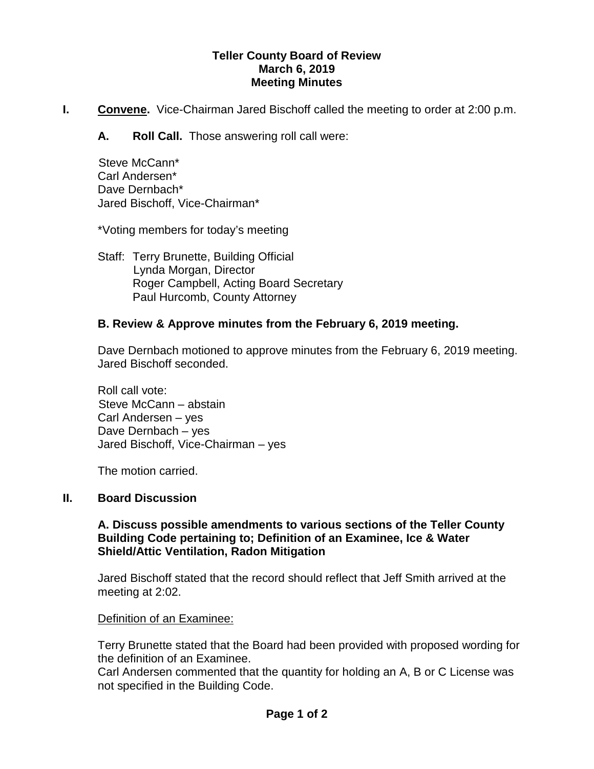# Teller County Board of Review
## March 6, 2019
## Meeting Minutes

**I. <u>Convene</u>.** Vice-Chairman Jared Bischoff called the meeting to order at 2:00 p.m.

**A. Roll Call.** Those answering roll call were:

Steve McCann*
Carl Andersen*
Dave Dernbach*
Jared Bischoff, Vice-Chairman*

*Voting members for today's meeting

Staff: Terry Brunette, Building Official
Lynda Morgan, Director
Roger Campbell, Acting Board Secretary
Paul Hurcomb, County Attorney

**B. Review & Approve minutes from the February 6, 2019 meeting.**

Dave Dernbach motioned to approve minutes from the February 6, 2019 meeting. Jared Bischoff seconded.

Roll call vote:
Steve McCann – abstain
Carl Andersen – yes
Dave Dernbach – yes
Jared Bischoff, Vice-Chairman – yes

The motion carried.

**II. Board Discussion**

**A. Discuss possible amendments to various sections of the Teller County Building Code pertaining to; Definition of an Examinee, Ice & Water Shield/Attic Ventilation, Radon Mitigation**

Jared Bischoff stated that the record should reflect that Jeff Smith arrived at the meeting at 2:02.

<u>Definition of an Examinee:</u>

Terry Brunette stated that the Board had been provided with proposed wording for the definition of an Examinee.
Carl Andersen commented that the quantity for holding an A, B or C License was not specified in the Building Code.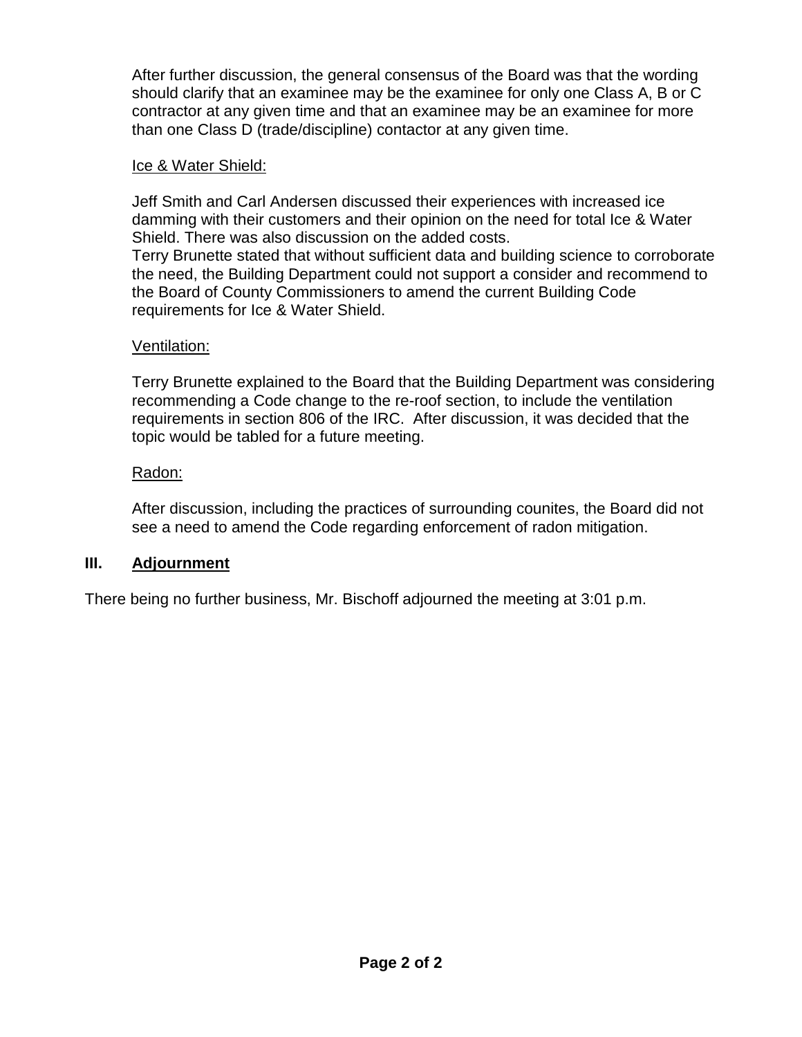After further discussion, the general consensus of the Board was that the wording should clarify that an examinee may be the examinee for only one Class A, B or C contractor at any given time and that an examinee may be an examinee for more than one Class D (trade/discipline) contactor at any given time.

Ice & Water Shield:

Jeff Smith and Carl Andersen discussed their experiences with increased ice damming with their customers and their opinion on the need for total Ice & Water Shield. There was also discussion on the added costs.
Terry Brunette stated that without sufficient data and building science to corroborate the need, the Building Department could not support a consider and recommend to the Board of County Commissioners to amend the current Building Code requirements for Ice & Water Shield.

Ventilation:

Terry Brunette explained to the Board that the Building Department was considering recommending a Code change to the re-roof section, to include the ventilation requirements in section 806 of the IRC. After discussion, it was decided that the topic would be tabled for a future meeting.

Radon:

After discussion, including the practices of surrounding counites, the Board did not see a need to amend the Code regarding enforcement of radon mitigation.

## III. Adjournment

There being no further business, Mr. Bischoff adjourned the meeting at 3:01 p.m.